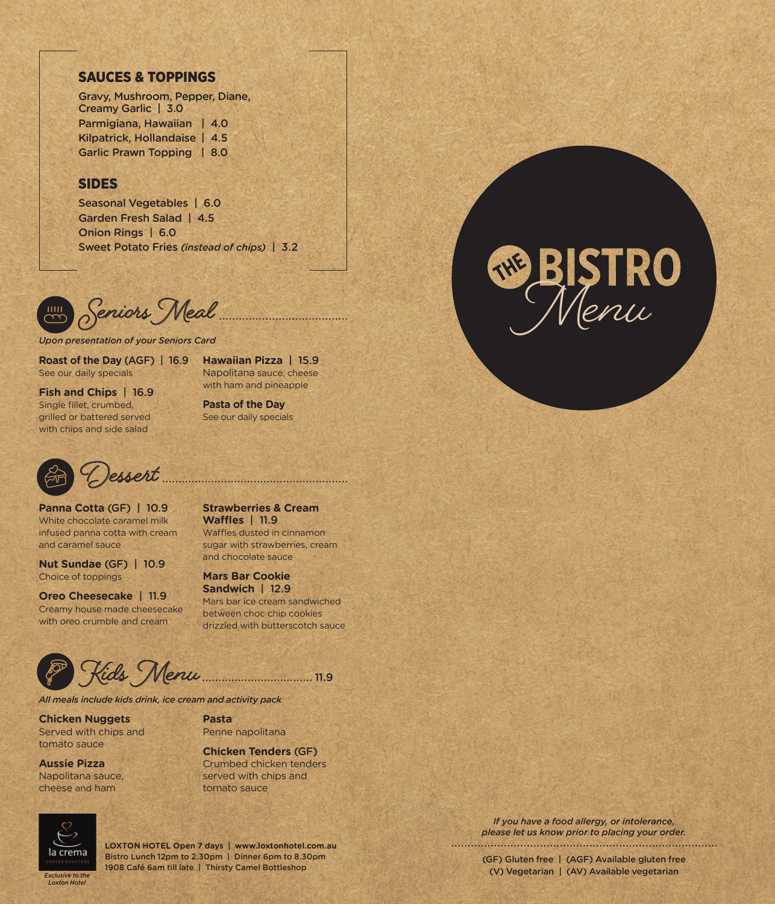## SAUCES & TOPPINGS

Gravy, Mushroom, Pepper, Diane, Creamy Garlic | 3.0

Parmigiana, Hawaiian | 4.0

Kilpatrick, Hollandaise | 4.5

Garlic Prawn Topping | 8.0

## SIDES

Seasonal Vegetables | 6.0

Garden Fresh Salad | 4.5

Onion Rings | 6.0

Sweet Potato Fries *(instead of chips)* | 3.2

## Seniors Meal

*Upon presentation of your Seniors Card*

**Roast of the Day** (AGF) | 16.9
See our daily specials

**Fish and Chips** | 16.9
Single fillet, crumbed, grilled or battered served with chips and side salad

**Hawaiian Pizza** | 15.9
Napolitana sauce, cheese with ham and pineapple

**Pasta of the Day**
See our daily specials

## Dessert

**Panna Cotta** (GF) | 10.9
White chocolate caramel milk infused panna cotta with cream and caramel sauce

**Nut Sundae** (GF) | 10.9
Choice of toppings

**Oreo Cheesecake** | 11.9
Creamy house made cheesecake with oreo crumble and cream

**Strawberries & Cream Waffles** | 11.9
Waffles dusted in cinnamon sugar with strawberries, cream and chocolate sauce

**Mars Bar Cookie Sandwich** | 12.9
Mars bar ice cream sandwiched between choc chip cookies drizzled with butterscotch sauce

## Kids Menu ..... 11.9

*All meals include kids drink, ice cream and activity pack*

**Chicken Nuggets**
Served with chips and tomato sauce

**Aussie Pizza**
Napolitana sauce, cheese and ham

**Pasta**
Penne napolitana

**Chicken Tenders** (GF)
Crumbed chicken tenders served with chips and tomato sauce

la crema COFFEE ROASTERS

*Exclusive to the Loxton Hotel*

**LOXTON HOTEL Open 7 days | www.loxtonhotel.com.au**
Bistro Lunch 12pm to 2.30pm | Dinner 6pm to 8.30pm
1908 Café 6am till late | Thirsty Camel Bottleshop

# THE BISTRO Menu

*If you have a food allergy, or intolerance, please let us know prior to placing your order.*

(GF) Gluten free | (AGF) Available gluten free
(V) Vegetarian | (AV) Available vegetarian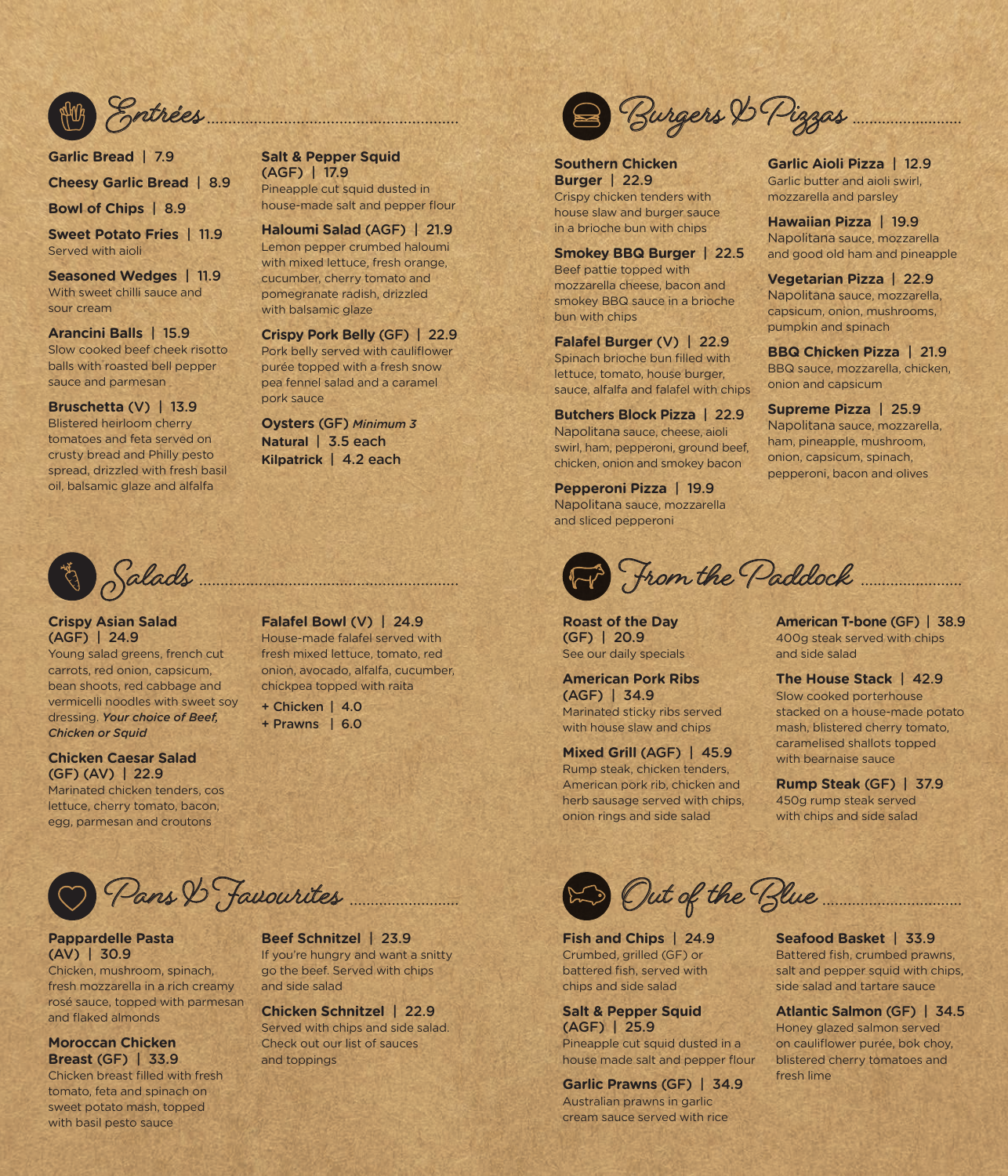## Entrées

**Garlic Bread | 7.9**

**Cheesy Garlic Bread | 8.9**

**Bowl of Chips | 8.9**

**Sweet Potato Fries | 11.9**
Served with aioli

**Seasoned Wedges | 11.9**
With sweet chilli sauce and sour cream

**Arancini Balls | 15.9**
Slow cooked beef cheek risotto balls with roasted bell pepper sauce and parmesan

**Bruschetta (V) | 13.9**
Blistered heirloom cherry tomatoes and feta served on crusty bread and Philly pesto spread, drizzled with fresh basil oil, balsamic glaze and alfalfa

**Salt & Pepper Squid (AGF) | 17.9**
Pineapple cut squid dusted in house-made salt and pepper flour

**Haloumi Salad (AGF) | 21.9**
Lemon pepper crumbed haloumi with mixed lettuce, fresh orange, cucumber, cherry tomato and pomegranate radish, drizzled with balsamic glaze

**Crispy Pork Belly (GF) | 22.9**
Pork belly served with cauliflower purée topped with a fresh snow pea fennel salad and a caramel pork sauce

**Oysters (GF)** ***Minimum 3***
**Natural | 3.5 each**
**Kilpatrick | 4.2 each**

## Burgers & Pizzas

**Southern Chicken Burger | 22.9**
Crispy chicken tenders with house slaw and burger sauce in a brioche bun with chips

**Smokey BBQ Burger | 22.5**
Beef pattie topped with mozzarella cheese, bacon and smokey BBQ sauce in a brioche bun with chips

**Falafel Burger (V) | 22.9**
Spinach brioche bun filled with lettuce, tomato, house burger, sauce, alfalfa and falafel with chips

**Butchers Block Pizza | 22.9**
Napolitana sauce, cheese, aioli swirl, ham, pepperoni, ground beef, chicken, onion and smokey bacon

**Pepperoni Pizza | 19.9**
Napolitana sauce, mozzarella and sliced pepperoni

**Garlic Aioli Pizza | 12.9**
Garlic butter and aioli swirl, mozzarella and parsley

**Hawaiian Pizza | 19.9**
Napolitana sauce, mozzarella and good old ham and pineapple

**Vegetarian Pizza | 22.9**
Napolitana sauce, mozzarella, capsicum, onion, mushrooms, pumpkin and spinach

**BBQ Chicken Pizza | 21.9**
BBQ sauce, mozzarella, chicken, onion and capsicum

**Supreme Pizza | 25.9**
Napolitana sauce, mozzarella, ham, pineapple, mushroom, onion, capsicum, spinach, pepperoni, bacon and olives

## Salads

**Crispy Asian Salad (AGF) | 24.9**
Young salad greens, french cut carrots, red onion, capsicum, bean shoots, red cabbage and vermicelli noodles with sweet soy dressing. *Your choice of Beef, Chicken or Squid*

**Chicken Caesar Salad (GF) (AV) | 22.9**
Marinated chicken tenders, cos lettuce, cherry tomato, bacon, egg, parmesan and croutons

**Falafel Bowl (V) | 24.9**
House-made falafel served with fresh mixed lettuce, tomato, red onion, avocado, alfalfa, cucumber, chickpea topped with raita

+ Chicken | 4.0
+ Prawns | 6.0

## From the Paddock

**Roast of the Day (GF) | 20.9**
See our daily specials

**American Pork Ribs (AGF) | 34.9**
Marinated sticky ribs served with house slaw and chips

**Mixed Grill (AGF) | 45.9**
Rump steak, chicken tenders, American pork rib, chicken and herb sausage served with chips, onion rings and side salad

**American T-bone (GF) | 38.9**
400g steak served with chips and side salad

**The House Stack | 42.9**
Slow cooked porterhouse stacked on a house-made potato mash, blistered cherry tomato, caramelised shallots topped with bearnaise sauce

**Rump Steak (GF) | 37.9**
450g rump steak served with chips and side salad

## Pans & Favourites

**Pappardelle Pasta (AV) | 30.9**
Chicken, mushroom, spinach, fresh mozzarella in a rich creamy rosé sauce, topped with parmesan and flaked almonds

**Moroccan Chicken Breast (GF) | 33.9**
Chicken breast filled with fresh tomato, feta and spinach on sweet potato mash, topped with basil pesto sauce

**Beef Schnitzel | 23.9**
If you're hungry and want a snitty go the beef. Served with chips and side salad

**Chicken Schnitzel | 22.9**
Served with chips and side salad. Check out our list of sauces and toppings

## Out of the Blue

**Fish and Chips | 24.9**
Crumbed, grilled (GF) or battered fish, served with chips and side salad

**Salt & Pepper Squid (AGF) | 25.9**
Pineapple cut squid dusted in a house made salt and pepper flour

**Garlic Prawns (GF) | 34.9**
Australian prawns in garlic cream sauce served with rice

**Seafood Basket | 33.9**
Battered fish, crumbed prawns, salt and pepper squid with chips, side salad and tartare sauce

**Atlantic Salmon (GF) | 34.5**
Honey glazed salmon served on cauliflower purée, bok choy, blistered cherry tomatoes and fresh lime